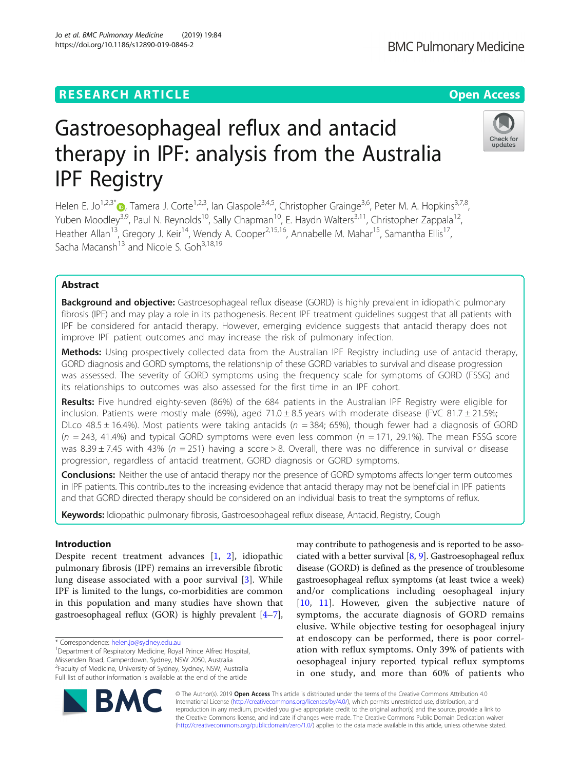RESEARCH ARTICLE

Open Access

# Gastroesophageal reflux and antacid therapy in IPF: analysis from the Australia IPF Registry

Helen E. Jo[1,2,3*], Tamera J. Corte[1,2,3], Ian Glaspole[3,4,5], Christopher Grainge[3,6], Peter M. A. Hopkins[3,7,8], Yuben Moodley[3,9], Paul N. Reynolds[10], Sally Chapman[10], E. Haydn Walters[3,11], Christopher Zappala[12], Heather Allan[13], Gregory J. Keir[14], Wendy A. Cooper[2,15,16], Annabelle M. Mahar[15], Samantha Ellis[17], Sacha Macansh[13] and Nicole S. Goh[3,18,19]

## Abstract

**Background and objective:** Gastroesophageal reflux disease (GORD) is highly prevalent in idiopathic pulmonary fibrosis (IPF) and may play a role in its pathogenesis. Recent IPF treatment guidelines suggest that all patients with IPF be considered for antacid therapy. However, emerging evidence suggests that antacid therapy does not improve IPF patient outcomes and may increase the risk of pulmonary infection.

**Methods:** Using prospectively collected data from the Australian IPF Registry including use of antacid therapy, GORD diagnosis and GORD symptoms, the relationship of these GORD variables to survival and disease progression was assessed. The severity of GORD symptoms using the frequency scale for symptoms of GORD (FSSG) and its relationships to outcomes was also assessed for the first time in an IPF cohort.

**Results:** Five hundred eighty-seven (86%) of the 684 patients in the Australian IPF Registry were eligible for inclusion. Patients were mostly male (69%), aged 71.0 ± 8.5 years with moderate disease (FVC 81.7 ± 21.5%; DLco 48.5 ± 16.4%). Most patients were taking antacids ($n$ = 384; 65%), though fewer had a diagnosis of GORD ($n$ = 243, 41.4%) and typical GORD symptoms were even less common ($n$ = 171, 29.1%). The mean FSSG score was 8.39 ± 7.45 with 43% ($n$ = 251) having a score > 8. Overall, there was no difference in survival or disease progression, regardless of antacid treatment, GORD diagnosis or GORD symptoms.

**Conclusions:** Neither the use of antacid therapy nor the presence of GORD symptoms affects longer term outcomes in IPF patients. This contributes to the increasing evidence that antacid therapy may not be beneficial in IPF patients and that GORD directed therapy should be considered on an individual basis to treat the symptoms of reflux.

**Keywords:** Idiopathic pulmonary fibrosis, Gastroesophageal reflux disease, Antacid, Registry, Cough

## Introduction

Despite recent treatment advances [1, 2], idiopathic pulmonary fibrosis (IPF) remains an irreversible fibrotic lung disease associated with a poor survival [3]. While IPF is limited to the lungs, co-morbidities are common in this population and many studies have shown that gastroesophageal reflux (GOR) is highly prevalent [4–7], may contribute to pathogenesis and is reported to be associated with a better survival [8, 9]. Gastroesophageal reflux disease (GORD) is defined as the presence of troublesome gastroesophageal reflux symptoms (at least twice a week) and/or complications including oesophageal injury [10, 11]. However, given the subjective nature of symptoms, the accurate diagnosis of GORD remains elusive. While objective testing for oesophageal injury at endoscopy can be performed, there is poor correlation with reflux symptoms. Only 39% of patients with oesophageal injury reported typical reflux symptoms in one study, and more than 60% of patients who

\* Correspondence: helen.jo@sydney.edu.au
[1]Department of Respiratory Medicine, Royal Prince Alfred Hospital, Missenden Road, Camperdown, Sydney, NSW 2050, Australia
[2]Faculty of Medicine, University of Sydney, Sydney, NSW, Australia
Full list of author information is available at the end of the article

© The Author(s). 2019 **Open Access** This article is distributed under the terms of the Creative Commons Attribution 4.0 International License (http://creativecommons.org/licenses/by/4.0/), which permits unrestricted use, distribution, and reproduction in any medium, provided you give appropriate credit to the original author(s) and the source, provide a link to the Creative Commons license, and indicate if changes were made. The Creative Commons Public Domain Dedication waiver (http://creativecommons.org/publicdomain/zero/1.0/) applies to the data made available in this article, unless otherwise stated.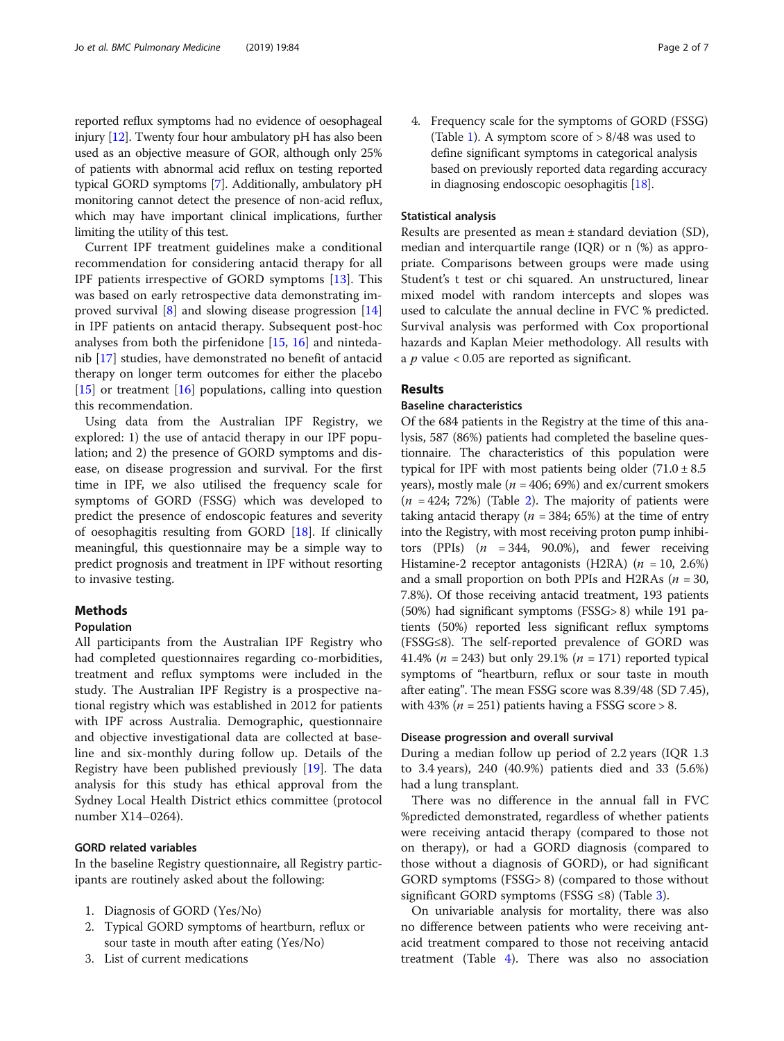reported reflux symptoms had no evidence of oesophageal injury [12]. Twenty four hour ambulatory pH has also been used as an objective measure of GOR, although only 25% of patients with abnormal acid reflux on testing reported typical GORD symptoms [7]. Additionally, ambulatory pH monitoring cannot detect the presence of non-acid reflux, which may have important clinical implications, further limiting the utility of this test.

Current IPF treatment guidelines make a conditional recommendation for considering antacid therapy for all IPF patients irrespective of GORD symptoms [13]. This was based on early retrospective data demonstrating improved survival [8] and slowing disease progression [14] in IPF patients on antacid therapy. Subsequent post-hoc analyses from both the pirfenidone [15, 16] and nintedanib [17] studies, have demonstrated no benefit of antacid therapy on longer term outcomes for either the placebo [15] or treatment [16] populations, calling into question this recommendation.

Using data from the Australian IPF Registry, we explored: 1) the use of antacid therapy in our IPF population; and 2) the presence of GORD symptoms and disease, on disease progression and survival. For the first time in IPF, we also utilised the frequency scale for symptoms of GORD (FSSG) which was developed to predict the presence of endoscopic features and severity of oesophagitis resulting from GORD [18]. If clinically meaningful, this questionnaire may be a simple way to predict prognosis and treatment in IPF without resorting to invasive testing.

## Methods

### Population

All participants from the Australian IPF Registry who had completed questionnaires regarding co-morbidities, treatment and reflux symptoms were included in the study. The Australian IPF Registry is a prospective national registry which was established in 2012 for patients with IPF across Australia. Demographic, questionnaire and objective investigational data are collected at baseline and six-monthly during follow up. Details of the Registry have been published previously [19]. The data analysis for this study has ethical approval from the Sydney Local Health District ethics committee (protocol number X14–0264).

### GORD related variables

In the baseline Registry questionnaire, all Registry participants are routinely asked about the following:

1. Diagnosis of GORD (Yes/No)
2. Typical GORD symptoms of heartburn, reflux or sour taste in mouth after eating (Yes/No)
3. List of current medications
4. Frequency scale for the symptoms of GORD (FSSG) (Table 1). A symptom score of > 8/48 was used to define significant symptoms in categorical analysis based on previously reported data regarding accuracy in diagnosing endoscopic oesophagitis [18].

### Statistical analysis

Results are presented as mean ± standard deviation (SD), median and interquartile range (IQR) or n (%) as appropriate. Comparisons between groups were made using Student's t test or chi squared. An unstructured, linear mixed model with random intercepts and slopes was used to calculate the annual decline in FVC % predicted. Survival analysis was performed with Cox proportional hazards and Kaplan Meier methodology. All results with a $p$ value $< 0.05$ are reported as significant.

## Results

### Baseline characteristics

Of the 684 patients in the Registry at the time of this analysis, 587 (86%) patients had completed the baseline questionnaire. The characteristics of this population were typical for IPF with most patients being older (71.0 ± 8.5 years), mostly male ($n$ = 406; 69%) and ex/current smokers ($n$ = 424; 72%) (Table 2). The majority of patients were taking antacid therapy ($n$ = 384; 65%) at the time of entry into the Registry, with most receiving proton pump inhibitors (PPIs) ($n$ = 344, 90.0%), and fewer receiving Histamine-2 receptor antagonists (H2RA) ($n$ = 10, 2.6%) and a small proportion on both PPIs and H2RAs ($n$ = 30, 7.8%). Of those receiving antacid treatment, 193 patients (50%) had significant symptoms (FSSG> 8) while 191 patients (50%) reported less significant reflux symptoms (FSSG≤8). The self-reported prevalence of GORD was 41.4% ($n$ = 243) but only 29.1% ($n$ = 171) reported typical symptoms of "heartburn, reflux or sour taste in mouth after eating". The mean FSSG score was 8.39/48 (SD 7.45), with 43% ($n$ = 251) patients having a FSSG score > 8.

### Disease progression and overall survival

During a median follow up period of 2.2 years (IQR 1.3 to 3.4 years), 240 (40.9%) patients died and 33 (5.6%) had a lung transplant.

There was no difference in the annual fall in FVC %predicted demonstrated, regardless of whether patients were receiving antacid therapy (compared to those not on therapy), or had a GORD diagnosis (compared to those without a diagnosis of GORD), or had significant GORD symptoms (FSSG> 8) (compared to those without significant GORD symptoms (FSSG ≤8) (Table 3).

On univariable analysis for mortality, there was also no difference between patients who were receiving antacid treatment compared to those not receiving antacid treatment (Table 4). There was also no association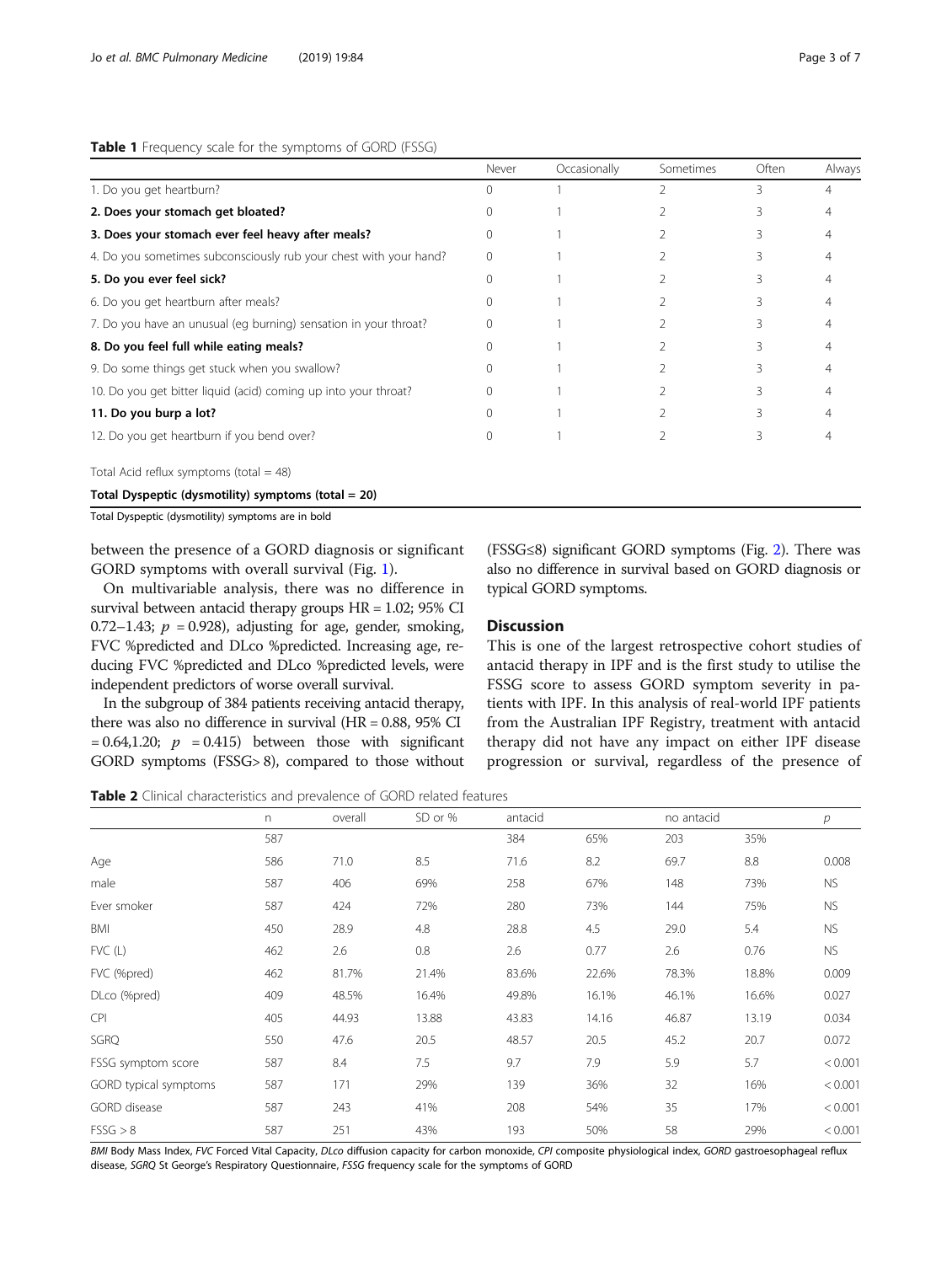**Table 1** Frequency scale for the symptoms of GORD (FSSG)

| | Never | Occasionally | Sometimes | Often | Always |
|---|---|---|---|---|---|
| 1. Do you get heartburn? | 0 | 1 | 2 | 3 | 4 |
| **2. Does your stomach get bloated?** | 0 | 1 | 2 | 3 | 4 |
| **3. Does your stomach ever feel heavy after meals?** | 0 | 1 | 2 | 3 | 4 |
| 4. Do you sometimes subconsciously rub your chest with your hand? | 0 | 1 | 2 | 3 | 4 |
| **5. Do you ever feel sick?** | 0 | 1 | 2 | 3 | 4 |
| 6. Do you get heartburn after meals? | 0 | 1 | 2 | 3 | 4 |
| 7. Do you have an unusual (eg burning) sensation in your throat? | 0 | 1 | 2 | 3 | 4 |
| **8. Do you feel full while eating meals?** | 0 | 1 | 2 | 3 | 4 |
| 9. Do some things get stuck when you swallow? | 0 | 1 | 2 | 3 | 4 |
| 10. Do you get bitter liquid (acid) coming up into your throat? | 0 | 1 | 2 | 3 | 4 |
| **11. Do you burp a lot?** | 0 | 1 | 2 | 3 | 4 |
| 12. Do you get heartburn if you bend over? | 0 | 1 | 2 | 3 | 4 |
| Total Acid reflux symptoms (total = 48) | | | | | |
| **Total Dyspeptic (dysmotility) symptoms (total = 20)** | | | | | |

Total Dyspeptic (dysmotility) symptoms are in bold

between the presence of a GORD diagnosis or significant GORD symptoms with overall survival (Fig. 1).

On multivariable analysis, there was no difference in survival between antacid therapy groups HR = 1.02; 95% CI 0.72–1.43; $p$ = 0.928), adjusting for age, gender, smoking, FVC %predicted and DLco %predicted. Increasing age, reducing FVC %predicted and DLco %predicted levels, were independent predictors of worse overall survival.

In the subgroup of 384 patients receiving antacid therapy, there was also no difference in survival (HR = 0.88, 95% CI = 0.64,1.20; $p$ = 0.415) between those with significant GORD symptoms (FSSG> 8), compared to those without (FSSG≤8) significant GORD symptoms (Fig. 2). There was also no difference in survival based on GORD diagnosis or typical GORD symptoms.

## Discussion

This is one of the largest retrospective cohort studies of antacid therapy in IPF and is the first study to utilise the FSSG score to assess GORD symptom severity in patients with IPF. In this analysis of real-world IPF patients from the Australian IPF Registry, treatment with antacid therapy did not have any impact on either IPF disease progression or survival, regardless of the presence of

**Table 2** Clinical characteristics and prevalence of GORD related features

| | n | overall | SD or % | antacid | | no antacid | | p |
|---|---|---|---|---|---|---|---|---|
| | 587 | | | 384 | 65% | 203 | 35% | |
| Age | 586 | 71.0 | 8.5 | 71.6 | 8.2 | 69.7 | 8.8 | 0.008 |
| male | 587 | 406 | 69% | 258 | 67% | 148 | 73% | NS |
| Ever smoker | 587 | 424 | 72% | 280 | 73% | 144 | 75% | NS |
| BMI | 450 | 28.9 | 4.8 | 28.8 | 4.5 | 29.0 | 5.4 | NS |
| FVC (L) | 462 | 2.6 | 0.8 | 2.6 | 0.77 | 2.6 | 0.76 | NS |
| FVC (%pred) | 462 | 81.7% | 21.4% | 83.6% | 22.6% | 78.3% | 18.8% | 0.009 |
| DLco (%pred) | 409 | 48.5% | 16.4% | 49.8% | 16.1% | 46.1% | 16.6% | 0.027 |
| CPI | 405 | 44.93 | 13.88 | 43.83 | 14.16 | 46.87 | 13.19 | 0.034 |
| SGRQ | 550 | 47.6 | 20.5 | 48.57 | 20.5 | 45.2 | 20.7 | 0.072 |
| FSSG symptom score | 587 | 8.4 | 7.5 | 9.7 | 7.9 | 5.9 | 5.7 | < 0.001 |
| GORD typical symptoms | 587 | 171 | 29% | 139 | 36% | 32 | 16% | < 0.001 |
| GORD disease | 587 | 243 | 41% | 208 | 54% | 35 | 17% | < 0.001 |
| FSSG > 8 | 587 | 251 | 43% | 193 | 50% | 58 | 29% | < 0.001 |

*BMI* Body Mass Index, *FVC* Forced Vital Capacity, *DLco* diffusion capacity for carbon monoxide, *CPI* composite physiological index, *GORD* gastroesophageal reflux disease, *SGRQ* St George's Respiratory Questionnaire, *FSSG* frequency scale for the symptoms of GORD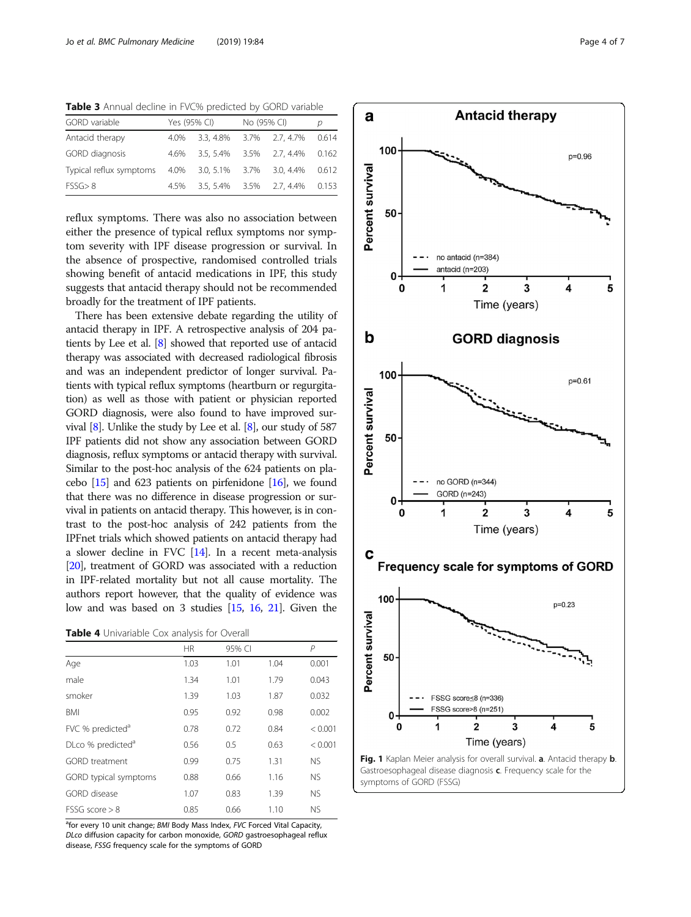**Table 3** Annual decline in FVC% predicted by GORD variable

| GORD variable | Yes (95% CI) | | No (95% CI) | | p |
|---|---|---|---|---|---|
| Antacid therapy | 4.0% | 3.3, 4.8% | 3.7% | 2.7, 4.7% | 0.614 |
| GORD diagnosis | 4.6% | 3.5, 5.4% | 3.5% | 2.7, 4.4% | 0.162 |
| Typical reflux symptoms | 4.0% | 3.0, 5.1% | 3.7% | 3.0, 4.4% | 0.612 |
| FSSG> 8 | 4.5% | 3.5, 5.4% | 3.5% | 2.7, 4.4% | 0.153 |

reflux symptoms. There was also no association between either the presence of typical reflux symptoms nor symptom severity with IPF disease progression or survival. In the absence of prospective, randomised controlled trials showing benefit of antacid medications in IPF, this study suggests that antacid therapy should not be recommended broadly for the treatment of IPF patients.

There has been extensive debate regarding the utility of antacid therapy in IPF. A retrospective analysis of 204 patients by Lee et al. [8] showed that reported use of antacid therapy was associated with decreased radiological fibrosis and was an independent predictor of longer survival. Patients with typical reflux symptoms (heartburn or regurgitation) as well as those with patient or physician reported GORD diagnosis, were also found to have improved survival [8]. Unlike the study by Lee et al. [8], our study of 587 IPF patients did not show any association between GORD diagnosis, reflux symptoms or antacid therapy with survival. Similar to the post-hoc analysis of the 624 patients on placebo [15] and 623 patients on pirfenidone [16], we found that there was no difference in disease progression or survival in patients on antacid therapy. This however, is in contrast to the post-hoc analysis of 242 patients from the IPFnet trials which showed patients on antacid therapy had a slower decline in FVC [14]. In a recent meta-analysis [20], treatment of GORD was associated with a reduction in IPF-related mortality but not all cause mortality. The authors report however, that the quality of evidence was low and was based on 3 studies [15, 16, 21]. Given the

**Table 4** Univariable Cox analysis for Overall

| | HR | 95% CI | | P |
|---|---|---|---|---|
| Age | 1.03 | 1.01 | 1.04 | 0.001 |
| male | 1.34 | 1.01 | 1.79 | 0.043 |
| smoker | 1.39 | 1.03 | 1.87 | 0.032 |
| BMI | 0.95 | 0.92 | 0.98 | 0.002 |
| FVC % predicted[a] | 0.78 | 0.72 | 0.84 | < 0.001 |
| DLco % predicted[a] | 0.56 | 0.5 | 0.63 | < 0.001 |
| GORD treatment | 0.99 | 0.75 | 1.31 | NS |
| GORD typical symptoms | 0.88 | 0.66 | 1.16 | NS |
| GORD disease | 1.07 | 0.83 | 1.39 | NS |
| FSSG score > 8 | 0.85 | 0.66 | 1.10 | NS |

[a]for every 10 unit change; *BMI* Body Mass Index, *FVC* Forced Vital Capacity, *DLco* diffusion capacity for carbon monoxide, *GORD* gastroesophageal reflux disease, *FSSG* frequency scale for the symptoms of GORD

**Fig. 1** Kaplan Meier analysis for overall survival. **a**. Antacid therapy **b**. Gastroesophageal disease diagnosis **c**. Frequency scale for the symptoms of GORD (FSSG)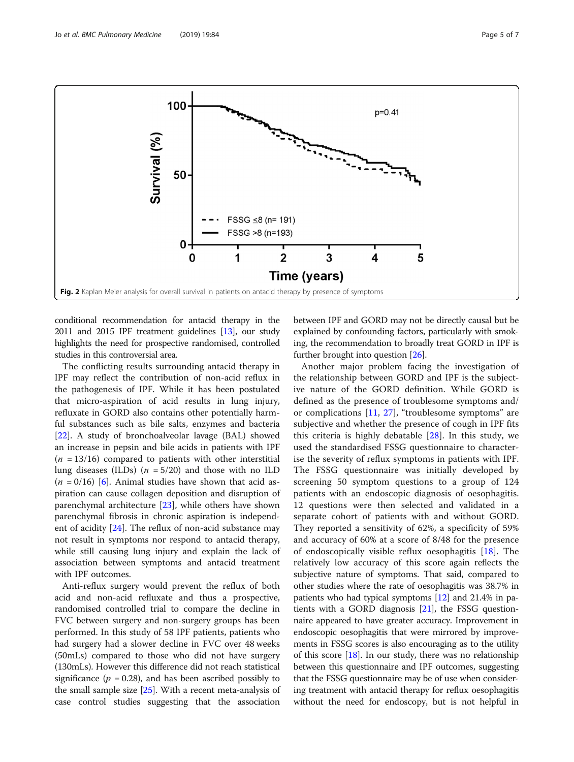**Fig. 2** Kaplan Meier analysis for overall survival in patients on antacid therapy by presence of symptoms

conditional recommendation for antacid therapy in the 2011 and 2015 IPF treatment guidelines [13], our study highlights the need for prospective randomised, controlled studies in this controversial area.

The conflicting results surrounding antacid therapy in IPF may reflect the contribution of non-acid reflux in the pathogenesis of IPF. While it has been postulated that micro-aspiration of acid results in lung injury, refluxate in GORD also contains other potentially harmful substances such as bile salts, enzymes and bacteria [22]. A study of bronchoalveolar lavage (BAL) showed an increase in pepsin and bile acids in patients with IPF ($n$ = 13/16) compared to patients with other interstitial lung diseases (ILDs) ($n$ = 5/20) and those with no ILD ($n$ = 0/16) [6]. Animal studies have shown that acid aspiration can cause collagen deposition and disruption of parenchymal architecture [23], while others have shown parenchymal fibrosis in chronic aspiration is independent of acidity [24]. The reflux of non-acid substance may not result in symptoms nor respond to antacid therapy, while still causing lung injury and explain the lack of association between symptoms and antacid treatment with IPF outcomes.

Anti-reflux surgery would prevent the reflux of both acid and non-acid refluxate and thus a prospective, randomised controlled trial to compare the decline in FVC between surgery and non-surgery groups has been performed. In this study of 58 IPF patients, patients who had surgery had a slower decline in FVC over 48 weeks (50mLs) compared to those who did not have surgery (130mLs). However this difference did not reach statistical significance ($p$ = 0.28), and has been ascribed possibly to the small sample size [25]. With a recent meta-analysis of case control studies suggesting that the association between IPF and GORD may not be directly causal but be explained by confounding factors, particularly with smoking, the recommendation to broadly treat GORD in IPF is further brought into question [26].

Another major problem facing the investigation of the relationship between GORD and IPF is the subjective nature of the GORD definition. While GORD is defined as the presence of troublesome symptoms and/or complications [11, 27], "troublesome symptoms" are subjective and whether the presence of cough in IPF fits this criteria is highly debatable [28]. In this study, we used the standardised FSSG questionnaire to characterise the severity of reflux symptoms in patients with IPF. The FSSG questionnaire was initially developed by screening 50 symptom questions to a group of 124 patients with an endoscopic diagnosis of oesophagitis. 12 questions were then selected and validated in a separate cohort of patients with and without GORD. They reported a sensitivity of 62%, a specificity of 59% and accuracy of 60% at a score of 8/48 for the presence of endoscopically visible reflux oesophagitis [18]. The relatively low accuracy of this score again reflects the subjective nature of symptoms. That said, compared to other studies where the rate of oesophagitis was 38.7% in patients who had typical symptoms [12] and 21.4% in patients with a GORD diagnosis [21], the FSSG questionnaire appeared to have greater accuracy. Improvement in endoscopic oesophagitis that were mirrored by improvements in FSSG scores is also encouraging as to the utility of this score [18]. In our study, there was no relationship between this questionnaire and IPF outcomes, suggesting that the FSSG questionnaire may be of use when considering treatment with antacid therapy for reflux oesophagitis without the need for endoscopy, but is not helpful in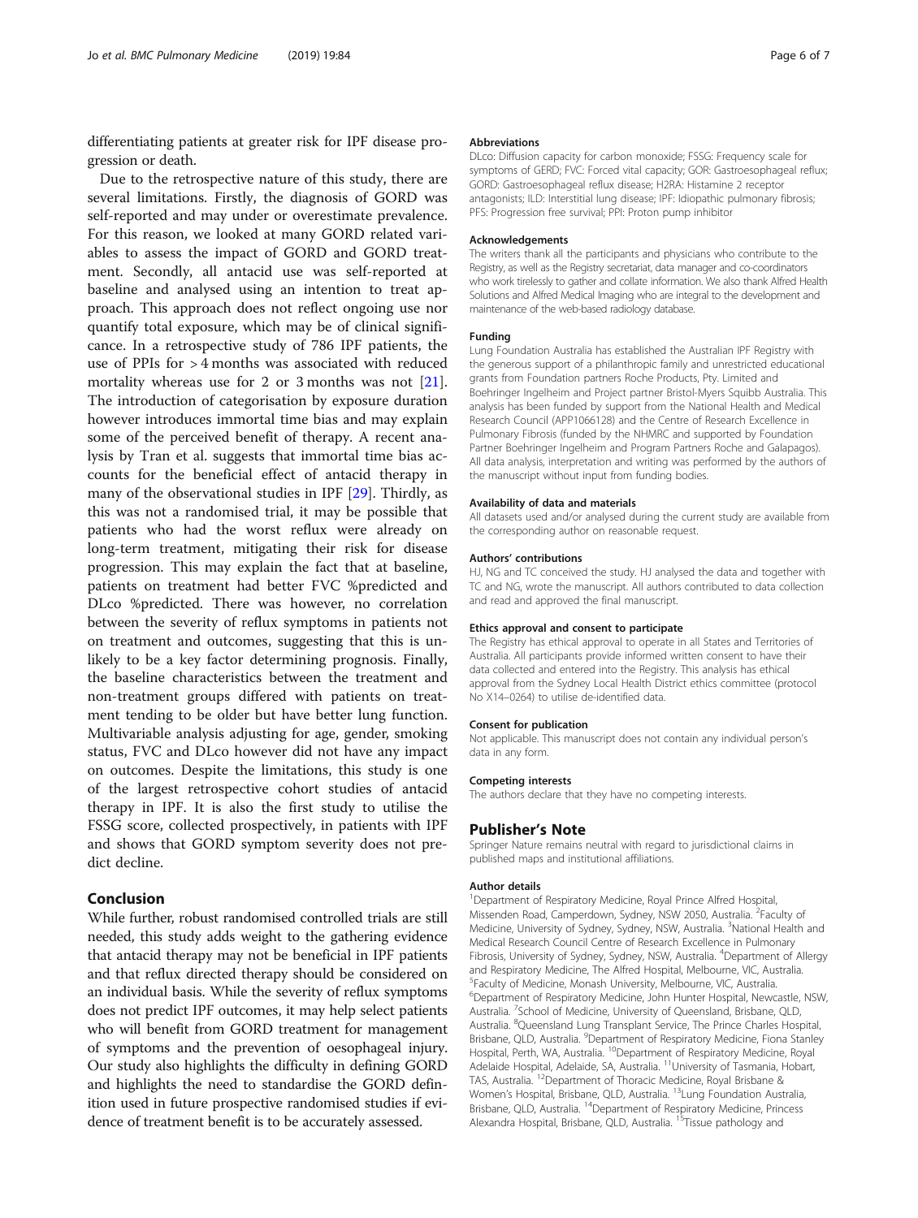differentiating patients at greater risk for IPF disease progression or death.

Due to the retrospective nature of this study, there are several limitations. Firstly, the diagnosis of GORD was self-reported and may under or overestimate prevalence. For this reason, we looked at many GORD related variables to assess the impact of GORD and GORD treatment. Secondly, all antacid use was self-reported at baseline and analysed using an intention to treat approach. This approach does not reflect ongoing use nor quantify total exposure, which may be of clinical significance. In a retrospective study of 786 IPF patients, the use of PPIs for > 4 months was associated with reduced mortality whereas use for 2 or 3 months was not [21]. The introduction of categorisation by exposure duration however introduces immortal time bias and may explain some of the perceived benefit of therapy. A recent analysis by Tran et al. suggests that immortal time bias accounts for the beneficial effect of antacid therapy in many of the observational studies in IPF [29]. Thirdly, as this was not a randomised trial, it may be possible that patients who had the worst reflux were already on long-term treatment, mitigating their risk for disease progression. This may explain the fact that at baseline, patients on treatment had better FVC %predicted and DLco %predicted. There was however, no correlation between the severity of reflux symptoms in patients not on treatment and outcomes, suggesting that this is unlikely to be a key factor determining prognosis. Finally, the baseline characteristics between the treatment and non-treatment groups differed with patients on treatment tending to be older but have better lung function. Multivariable analysis adjusting for age, gender, smoking status, FVC and DLco however did not have any impact on outcomes. Despite the limitations, this study is one of the largest retrospective cohort studies of antacid therapy in IPF. It is also the first study to utilise the FSSG score, collected prospectively, in patients with IPF and shows that GORD symptom severity does not predict decline.

## Conclusion

While further, robust randomised controlled trials are still needed, this study adds weight to the gathering evidence that antacid therapy may not be beneficial in IPF patients and that reflux directed therapy should be considered on an individual basis. While the severity of reflux symptoms does not predict IPF outcomes, it may help select patients who will benefit from GORD treatment for management of symptoms and the prevention of oesophageal injury. Our study also highlights the difficulty in defining GORD and highlights the need to standardise the GORD definition used in future prospective randomised studies if evidence of treatment benefit is to be accurately assessed.

#### Abbreviations

DLco: Diffusion capacity for carbon monoxide; FSSG: Frequency scale for symptoms of GERD; FVC: Forced vital capacity; GOR: Gastroesophageal reflux; GORD: Gastroesophageal reflux disease; H2RA: Histamine 2 receptor antagonists; ILD: Interstitial lung disease; IPF: Idiopathic pulmonary fibrosis; PFS: Progression free survival; PPI: Proton pump inhibitor

#### Acknowledgements

The writers thank all the participants and physicians who contribute to the Registry, as well as the Registry secretariat, data manager and co-coordinators who work tirelessly to gather and collate information. We also thank Alfred Health Solutions and Alfred Medical Imaging who are integral to the development and maintenance of the web-based radiology database.

#### Funding

Lung Foundation Australia has established the Australian IPF Registry with the generous support of a philanthropic family and unrestricted educational grants from Foundation partners Roche Products, Pty. Limited and Boehringer Ingelheim and Project partner Bristol-Myers Squibb Australia. This analysis has been funded by support from the National Health and Medical Research Council (APP1066128) and the Centre of Research Excellence in Pulmonary Fibrosis (funded by the NHMRC and supported by Foundation Partner Boehringer Ingelheim and Program Partners Roche and Galapagos). All data analysis, interpretation and writing was performed by the authors of the manuscript without input from funding bodies.

#### Availability of data and materials

All datasets used and/or analysed during the current study are available from the corresponding author on reasonable request.

#### Authors' contributions

HJ, NG and TC conceived the study. HJ analysed the data and together with TC and NG, wrote the manuscript. All authors contributed to data collection and read and approved the final manuscript.

#### Ethics approval and consent to participate

The Registry has ethical approval to operate in all States and Territories of Australia. All participants provide informed written consent to have their data collected and entered into the Registry. This analysis has ethical approval from the Sydney Local Health District ethics committee (protocol No X14–0264) to utilise de-identified data.

#### Consent for publication

Not applicable. This manuscript does not contain any individual person's data in any form.

#### Competing interests

The authors declare that they have no competing interests.

## Publisher's Note

Springer Nature remains neutral with regard to jurisdictional claims in published maps and institutional affiliations.

#### Author details

[1]Department of Respiratory Medicine, Royal Prince Alfred Hospital, Missenden Road, Camperdown, Sydney, NSW 2050, Australia. [2]Faculty of Medicine, University of Sydney, Sydney, NSW, Australia. [3]National Health and Medical Research Council Centre of Research Excellence in Pulmonary Fibrosis, University of Sydney, Sydney, NSW, Australia. [4]Department of Allergy and Respiratory Medicine, The Alfred Hospital, Melbourne, VIC, Australia. [5]Faculty of Medicine, Monash University, Melbourne, VIC, Australia. [6]Department of Respiratory Medicine, John Hunter Hospital, Newcastle, NSW, Australia. [7]School of Medicine, University of Queensland, Brisbane, QLD, Australia. [8]Queensland Lung Transplant Service, The Prince Charles Hospital, Brisbane, QLD, Australia. [9]Department of Respiratory Medicine, Fiona Stanley Hospital, Perth, WA, Australia. [10]Department of Respiratory Medicine, Royal Adelaide Hospital, Adelaide, SA, Australia. [11]University of Tasmania, Hobart, TAS, Australia. [12]Department of Thoracic Medicine, Royal Brisbane & Women's Hospital, Brisbane, QLD, Australia. [13]Lung Foundation Australia, Brisbane, QLD, Australia. [14]Department of Respiratory Medicine, Princess Alexandra Hospital, Brisbane, QLD, Australia. [15]Tissue pathology and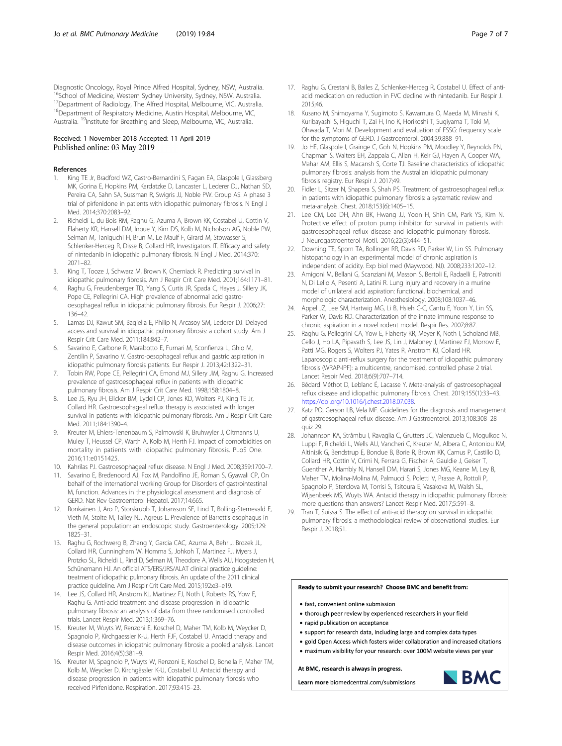Diagnostic Oncology, Royal Prince Alfred Hospital, Sydney, NSW, Australia. [16]School of Medicine, Western Sydney University, Sydney, NSW, Australia. [17]Department of Radiology, The Alfred Hospital, Melbourne, VIC, Australia. [18]Department of Respiratory Medicine, Austin Hospital, Melbourne, VIC, Australia. [19]Institute for Breathing and Sleep, Melbourne, VIC, Australia.

Received: 1 November 2018 Accepted: 11 April 2019
Published online: 03 May 2019

## References

1. King TE Jr, Bradford WZ, Castro-Bernardini S, Fagan EA, Glaspole I, Glassberg MK, Gorina E, Hopkins PM, Kardatzke D, Lancaster L, Lederer DJ, Nathan SD, Pereira CA, Sahn SA, Sussman R, Swigris JJ, Noble PW. Group AS. A phase 3 trial of pirfenidone in patients with idiopathic pulmonary fibrosis. N Engl J Med. 2014;370:2083–92.
2. Richeldi L, du Bois RM, Raghu G, Azuma A, Brown KK, Costabel U, Cottin V, Flaherty KR, Hansell DM, Inoue Y, Kim DS, Kolb M, Nicholson AG, Noble PW, Selman M, Taniguchi H, Brun M, Le Maulf F, Girard M, Stowasser S, Schlenker-Herceg R, Disse B, Collard HR, Investigators IT. Efficacy and safety of nintedanib in idiopathic pulmonary fibrosis. N Engl J Med. 2014;370: 2071–82.
3. King T, Tooze J, Schwarz M, Brown K, Cherniack R. Predicting survival in idiopathic pulmonary fibrosis. Am J Respir Crit Care Med. 2001;164:1171–81.
4. Raghu G, Freudenberger TD, Yang S, Curtis JR, Spada C, Hayes J, Sillery JK, Pope CE, Pellegrini CA. High prevalence of abnormal acid gastro-oesophageal reflux in idiopathic pulmonary fibrosis. Eur Respir J. 2006;27: 136–42.
5. Lamas DJ, Kawut SM, Bagiella E, Philip N, Arcasoy SM, Lederer DJ. Delayed access and survival in idiopathic pulmonary fibrosis: a cohort study. Am J Respir Crit Care Med. 2011;184:842–7.
6. Savarino E, Carbone R, Marabotto E, Furnari M, Sconfienza L, Ghio M, Zentilin P, Savarino V. Gastro-oesophageal reflux and gastric aspiration in idiopathic pulmonary fibrosis patients. Eur Respir J. 2013;42:1322–31.
7. Tobin RW, Pope CE, Pellegrini CA, Emond MJ, Sillery JIM, Raghu G. Increased prevalence of gastroesophageal reflux in patients with idiopathic pulmonary fibrosis. Am J Respir Crit Care Med. 1998;158:1804–8.
8. Lee JS, Ryu JH, Elicker BM, Lydell CP, Jones KD, Wolters PJ, King TE Jr, Collard HR. Gastroesophageal reflux therapy is associated with longer survival in patients with idiopathic pulmonary fibrosis. Am J Respir Crit Care Med. 2011;184:1390–4.
9. Kreuter M, Ehlers-Tenenbaum S, Palmowski K, Bruhwyler J, Oltmanns U, Muley T, Heussel CP, Warth A, Kolb M, Herth FJ. Impact of comorbidities on mortality in patients with idiopathic pulmonary fibrosis. PLoS One. 2016;11:e0151425.
10. Kahrilas PJ. Gastroesophageal reflux disease. N Engl J Med. 2008;359:1700–7.
11. Savarino E, Bredenoord AJ, Fox M, Pandolfino JE, Roman S, Gyawali CP, On behalf of the international working Group for Disorders of gastrointestinal M, function. Advances in the physiological assessment and diagnosis of GERD. Nat Rev Gastroenterol Hepatol. 2017;14:665.
12. Ronkainen J, Aro P, Storskrubb T, Johansson SE, Lind T, Bolling-Sternevald E, Vieth M, Stolte M, Talley NJ, Agreus L. Prevalence of Barrett's esophagus in the general population: an endoscopic study. Gastroenterology. 2005;129: 1825–31.
13. Raghu G, Rochwerg B, Zhang Y, Garcia CAC, Azuma A, Behr J, Brozek JL, Collard HR, Cunningham W, Homma S, Johkoh T, Martinez FJ, Myers J, Protzko SL, Richeldi L, Rind D, Selman M, Theodore A, Wells AU, Hoogsteden H, Schünemann HJ. An official ATS/ERS/JRS/ALAT clinical practice guideline: treatment of idiopathic pulmonary fibrosis. An update of the 2011 clinical practice guideline. Am J Respir Crit Care Med. 2015;192:e3–e19.
14. Lee JS, Collard HR, Anstrom KJ, Martinez FJ, Noth I, Roberts RS, Yow E, Raghu G. Anti-acid treatment and disease progression in idiopathic pulmonary fibrosis: an analysis of data from three randomised controlled trials. Lancet Respir Med. 2013;1:369–76.
15. Kreuter M, Wuyts W, Renzoni E, Koschel D, Maher TM, Kolb M, Weycker D, Spagnolo P, Kirchgaessler K-U, Herth FJF, Costabel U. Antacid therapy and disease outcomes in idiopathic pulmonary fibrosis: a pooled analysis. Lancet Respir Med. 2016;4(5):381–9.
16. Kreuter M, Spagnolo P, Wuyts W, Renzoni E, Koschel D, Bonella F, Maher TM, Kolb M, Weycker D, Kirchgässler K-U, Costabel U. Antacid therapy and disease progression in patients with idiopathic pulmonary fibrosis who received Pirfenidone. Respiration. 2017;93:415–23.
17. Raghu G, Crestani B, Bailes Z, Schlenker-Herceg R, Costabel U. Effect of anti-acid medication on reduction in FVC decline with nintedanib. Eur Respir J. 2015;46.
18. Kusano M, Shimoyama Y, Sugimoto S, Kawamura O, Maeda M, Minashi K, Kuribayashi S, Higuchi T, Zai H, Ino K, Horikoshi T, Sugiyama T, Toki M, Ohwada T, Mori M. Development and evaluation of FSSG: frequency scale for the symptoms of GERD. J Gastroenterol. 2004;39:888–91.
19. Jo HE, Glaspole I, Grainge C, Goh N, Hopkins PM, Moodley Y, Reynolds PN, Chapman S, Walters EH, Zappala C, Allan H, Keir GJ, Hayen A, Cooper WA, Mahar AM, Ellis S, Macansh S, Corte TJ. Baseline characteristics of idiopathic pulmonary fibrosis: analysis from the Australian idiopathic pulmonary fibrosis registry. Eur Respir J. 2017;49.
20. Fidler L, Sitzer N, Shapera S, Shah PS. Treatment of gastroesophageal reflux in patients with idiopathic pulmonary fibrosis: a systematic review and meta-analysis. Chest. 2018;153(6):1405–15.
21. Lee CM, Lee DH, Ahn BK, Hwang JJ, Yoon H, Shin CM, Park YS, Kim N. Protective effect of proton pump inhibitor for survival in patients with gastroesophageal reflux disease and idiopathic pulmonary fibrosis. J Neurogastroenterol Motil. 2016;22(3):444–51.
22. Downing TE, Sporn TA, Bollinger RR, Davis RD, Parker W, Lin SS. Pulmonary histopathology in an experimental model of chronic aspiration is independent of acidity. Exp biol med (Maywood, NJ). 2008;233:1202–12.
23. Amigoni M, Bellani G, Scanziani M, Masson S, Bertoli E, Radaelli E, Patroniti N, Di Lelio A, Pesenti A, Latini R. Lung injury and recovery in a murine model of unilateral acid aspiration: functional, biochemical, and morphologic characterization. Anesthesiology. 2008;108:1037–46.
24. Appel JZ, Lee SM, Hartwig MG, Li B, Hsieh C-C, Cantu E, Yoon Y, Lin SS, Parker W, Davis RD. Characterization of the innate immune response to chronic aspiration in a novel rodent model. Respir Res. 2007;8:87.
25. Raghu G, Pellegrini CA, Yow E, Flaherty KR, Meyer K, Noth I, Scholand MB, Cello J, Ho LA, Pipavath S, Lee JS, Lin J, Maloney J, Martinez FJ, Morrow E, Patti MG, Rogers S, Wolters PJ, Yates R, Anstrom KJ, Collard HR. Laparoscopic anti-reflux surgery for the treatment of idiopathic pulmonary fibrosis (WRAP-IPF): a multicentre, randomised, controlled phase 2 trial. Lancet Respir Med. 2018;6(9):707–714.
26. Bédard Méthot D, Leblanc É, Lacasse Y. Meta-analysis of gastroesophageal reflux disease and idiopathic pulmonary fibrosis. Chest. 2019;155(1):33–43. https://doi.org/10.1016/j.chest.2018.07.038.
27. Katz PO, Gerson LB, Vela MF. Guidelines for the diagnosis and management of gastroesophageal reflux disease. Am J Gastroenterol. 2013;108:308–28 quiz 29.
28. Johannson KA, Strâmbu I, Ravaglia C, Grutters JC, Valenzuela C, Mogulkoc N, Luppi F, Richeldi L, Wells AU, Vancheri C, Kreuter M, Albera C, Antoniou KM, Altinisik G, Bendstrup E, Bondue B, Borie R, Brown KK, Camus P, Castillo D, Collard HR, Cottin V, Crimi N, Ferrara G, Fischer A, Gauldie J, Geiser T, Guenther A, Hambly N, Hansell DM, Harari S, Jones MG, Keane M, Ley B, Maher TM, Molina-Molina M, Palmucci S, Poletti V, Prasse A, Rottoli P, Spagnolo P, Sterclova M, Torrisi S, Tsitoura E, Vasakova M, Walsh SL, Wijsenbeek MS, Wuyts WA. Antacid therapy in idiopathic pulmonary fibrosis: more questions than answers? Lancet Respir Med. 2017;5:591–8.
29. Tran T, Suissa S. The effect of anti-acid therapy on survival in idiopathic pulmonary fibrosis: a methodological review of observational studies. Eur Respir J. 2018;51.

**Ready to submit your research? Choose BMC and benefit from:**

- fast, convenient online submission
- thorough peer review by experienced researchers in your field
- rapid publication on acceptance
- support for research data, including large and complex data types
- gold Open Access which fosters wider collaboration and increased citations
- maximum visibility for your research: over 100M website views per year

**At BMC, research is always in progress.**

**Learn more** biomedcentral.com/submissions

BMC